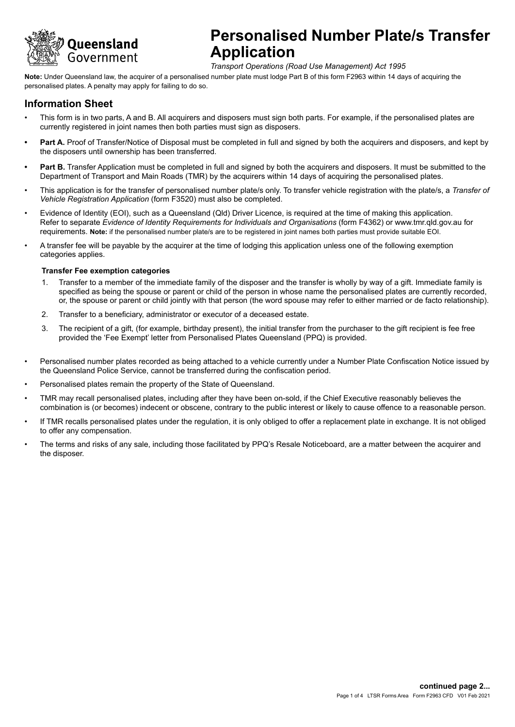# Personalised Number Plate/s Transfer Application

*Transport Operations (Road Use Management) Act 1995*

**Note:** Under Queensland law, the acquirer of a personalised number plate must lodge Part B of this form F2963 within 14 days of acquiring the personalised plates. A penalty may apply for failing to do so.

## Information Sheet

- This form is in two parts, A and B. All acquirers and disposers must sign both parts. For example, if the personalised plates are currently registered in joint names then both parties must sign as disposers.
- **Part A.** Proof of Transfer/Notice of Disposal must be completed in full and signed by both the acquirers and disposers, and kept by the disposers until ownership has been transferred.
- **Part B.** Transfer Application must be completed in full and signed by both the acquirers and disposers. It must be submitted to the Department of Transport and Main Roads (TMR) by the acquirers within 14 days of acquiring the personalised plates.
- This application is for the transfer of personalised number plate/s only. To transfer vehicle registration with the plate/s, a *Transfer of Vehicle Registration Application* (form F3520) must also be completed.
- Evidence of Identity (EOI), such as a Queensland (Qld) Driver Licence, is required at the time of making this application. Refer to separate *Evidence of Identity Requirements for Individuals and Organisations* (form F4362) or www.tmr.qld.gov.au for requirements. **Note:** if the personalised number plate/s are to be registered in joint names both parties must provide suitable EOI.
- A transfer fee will be payable by the acquirer at the time of lodging this application unless one of the following exemption categories applies.

**Transfer Fee exemption categories**

1. Transfer to a member of the immediate family of the disposer and the transfer is wholly by way of a gift. Immediate family is specified as being the spouse or parent or child of the person in whose name the personalised plates are currently recorded, or, the spouse or parent or child jointly with that person (the word spouse may refer to either married or de facto relationship).
2. Transfer to a beneficiary, administrator or executor of a deceased estate.
3. The recipient of a gift, (for example, birthday present), the initial transfer from the purchaser to the gift recipient is fee free provided the 'Fee Exempt' letter from Personalised Plates Queensland (PPQ) is provided.

- Personalised number plates recorded as being attached to a vehicle currently under a Number Plate Confiscation Notice issued by the Queensland Police Service, cannot be transferred during the confiscation period.
- Personalised plates remain the property of the State of Queensland.
- TMR may recall personalised plates, including after they have been on-sold, if the Chief Executive reasonably believes the combination is (or becomes) indecent or obscene, contrary to the public interest or likely to cause offence to a reasonable person.
- If TMR recalls personalised plates under the regulation, it is only obliged to offer a replacement plate in exchange. It is not obliged to offer any compensation.
- The terms and risks of any sale, including those facilitated by PPQ's Resale Noticeboard, are a matter between the acquirer and the disposer.

**continued page 2...**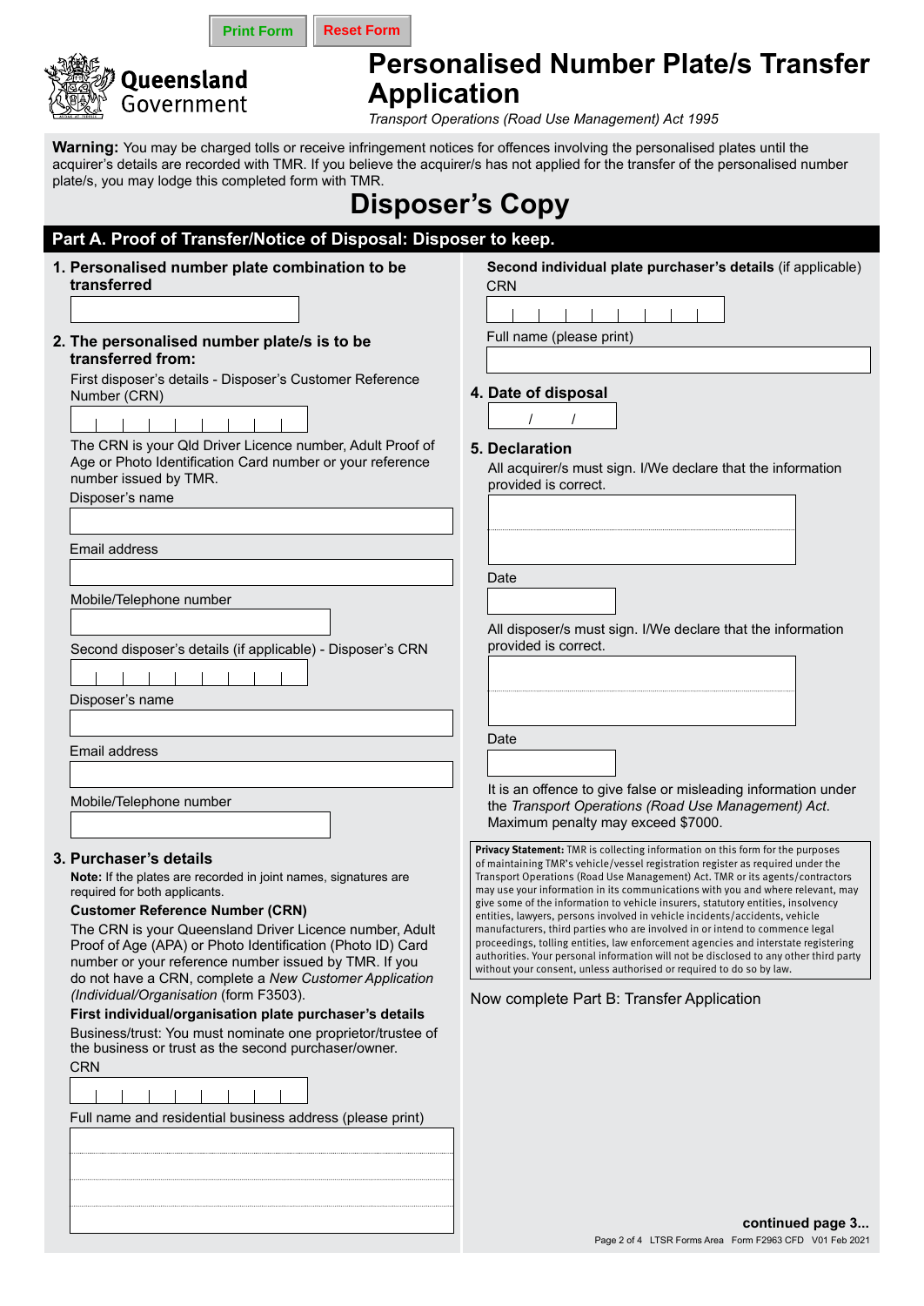Print Form | Reset Form

Queensland Government

# Personalised Number Plate/s Transfer Application

*Transport Operations (Road Use Management) Act 1995*

**Warning:** You may be charged tolls or receive infringement notices for offences involving the personalised plates until the acquirer's details are recorded with TMR. If you believe the acquirer/s has not applied for the transfer of the personalised number plate/s, you may lodge this completed form with TMR.

# Disposer's Copy

## Part A. Proof of Transfer/Notice of Disposal: Disposer to keep.

### 1. Personalised number plate combination to be transferred

### 2. The personalised number plate/s is to be transferred from:

First disposer's details - Disposer's Customer Reference Number (CRN)

The CRN is your Qld Driver Licence number, Adult Proof of Age or Photo Identification Card number or your reference number issued by TMR.

Disposer's name

Email address

Mobile/Telephone number

Second disposer's details (if applicable) - Disposer's CRN

Disposer's name

Email address

Mobile/Telephone number

### 3. Purchaser's details

**Note:** If the plates are recorded in joint names, signatures are required for both applicants.

**Customer Reference Number (CRN)**

The CRN is your Queensland Driver Licence number, Adult Proof of Age (APA) or Photo Identification (Photo ID) Card number or your reference number issued by TMR. If you do not have a CRN, complete a *New Customer Application (Individual/Organisation* (form F3503).

**First individual/organisation plate purchaser's details**

Business/trust: You must nominate one proprietor/trustee of the business or trust as the second purchaser/owner.

CRN

Full name and residential business address (please print)

**Second individual plate purchaser's details** (if applicable)

CRN

Full name (please print)

### 4. Date of disposal

/ /

### 5. Declaration

All acquirer/s must sign. I/We declare that the information provided is correct.

Date

All disposer/s must sign. I/We declare that the information provided is correct.

Date

It is an offence to give false or misleading information under the *Transport Operations (Road Use Management) Act*. Maximum penalty may exceed $7000.

**Privacy Statement:** TMR is collecting information on this form for the purposes of maintaining TMR's vehicle/vessel registration register as required under the Transport Operations (Road Use Management) Act. TMR or its agents/contractors may use your information in its communications with you and where relevant, may give some of the information to vehicle insurers, statutory entities, insolvency entities, lawyers, persons involved in vehicle incidents/accidents, vehicle manufacturers, third parties who are involved in or intend to commence legal proceedings, tolling entities, law enforcement agencies and interstate registering authorities. Your personal information will not be disclosed to any other third party without your consent, unless authorised or required to do so by law.

Now complete Part B: Transfer Application

**continued page 3...**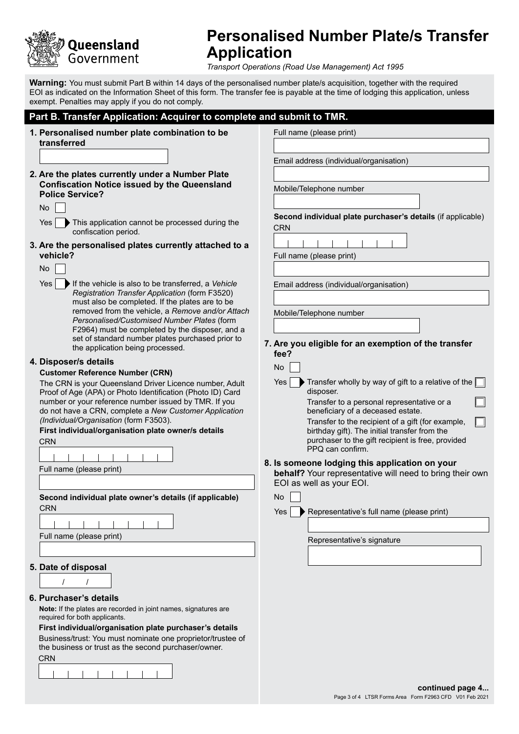# Personalised Number Plate/s Transfer Application

*Transport Operations (Road Use Management) Act 1995*

**Warning:** You must submit Part B within 14 days of the personalised number plate/s acquisition, together with the required EOI as indicated on the Information Sheet of this form. The transfer fee is payable at the time of lodging this application, unless exempt. Penalties may apply if you do not comply.

## Part B. Transfer Application: Acquirer to complete and submit to TMR.

**1. Personalised number plate combination to be transferred**

**2. Are the plates currently under a Number Plate Confiscation Notice issued by the Queensland Police Service?**

- No
- Yes ▶ This application cannot be processed during the confiscation period.

**3. Are the personalised plates currently attached to a vehicle?**

- No
- Yes ▶ If the vehicle is also to be transferred, a *Vehicle Registration Transfer Application* (form F3520) must also be completed. If the plates are to be removed from the vehicle, a *Remove and/or Attach Personalised/Customised Number Plates* (form F2964) must be completed by the disposer, and a set of standard number plates purchased prior to the application being processed.

**4. Disposer/s details**

**Customer Reference Number (CRN)**

The CRN is your Queensland Driver Licence number, Adult Proof of Age (APA) or Photo Identification (Photo ID) Card number or your reference number issued by TMR. If you do not have a CRN, complete a *New Customer Application (Individual/Organisation* (form F3503).

**First individual/organisation plate owner/s details**

CRN

Full name (please print)

**Second individual plate owner's details (if applicable)**

CRN

Full name (please print)

**5. Date of disposal**

/ /

**6. Purchaser's details**

**Note:** If the plates are recorded in joint names, signatures are required for both applicants.

**First individual/organisation plate purchaser's details**

Business/trust: You must nominate one proprietor/trustee of the business or trust as the second purchaser/owner.

CRN

Full name (please print)

Email address (individual/organisation)

Mobile/Telephone number

**Second individual plate purchaser's details** (if applicable)

CRN

Full name (please print)

Email address (individual/organisation)

Mobile/Telephone number

**7. Are you eligible for an exemption of the transfer fee?**

- No
- Yes ▶ Transfer wholly by way of gift to a relative of the disposer.
  - Transfer to a personal representative or a beneficiary of a deceased estate.
  - Transfer to the recipient of a gift (for example, birthday gift). The initial transfer from the purchaser to the gift recipient is free, provided PPQ can confirm.

**8. Is someone lodging this application on your behalf?** Your representative will need to bring their own EOI as well as your EOI.

- No
- Yes ▶ Representative's full name (please print)

Representative's signature

**continued page 4...**

Page 3 of 4 LTSR Forms Area Form F2963 CFD V01 Feb 2021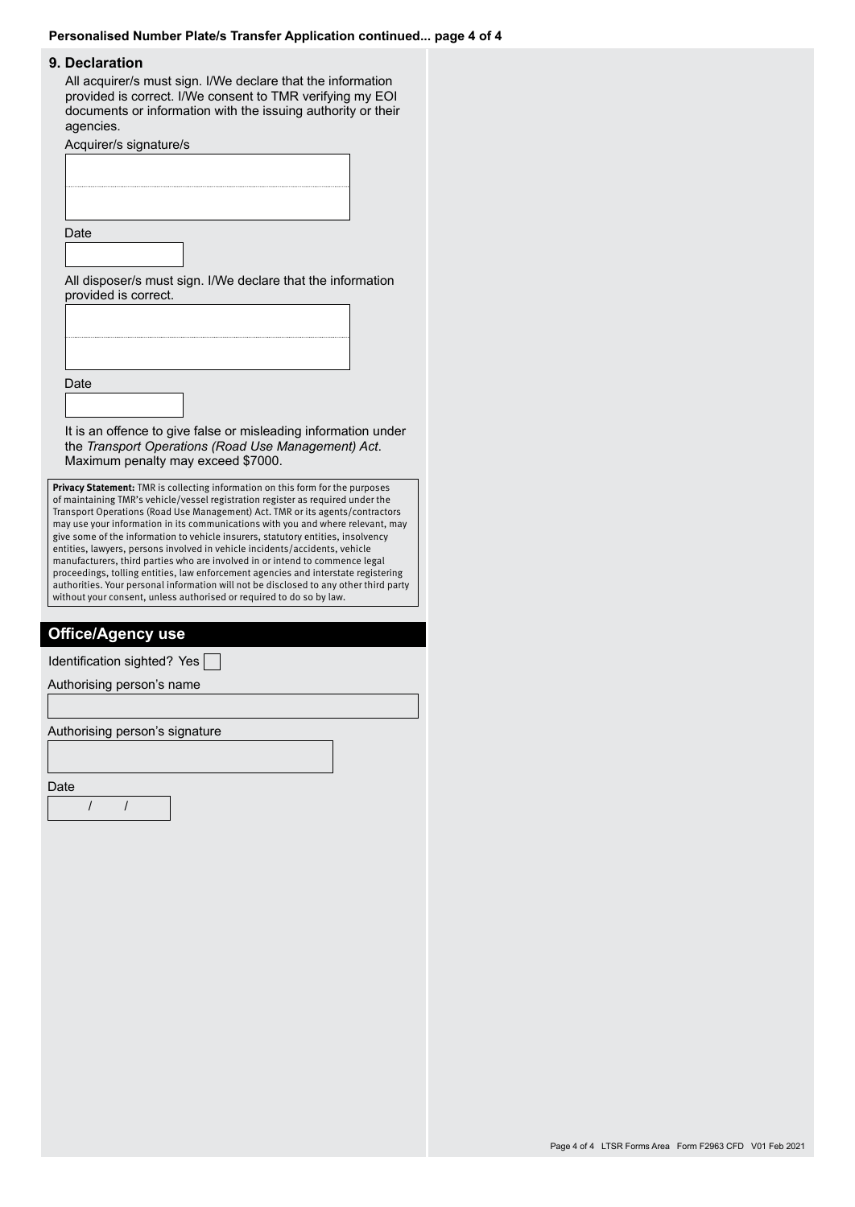## 9. Declaration

All acquirer/s must sign. I/We declare that the information provided is correct. I/We consent to TMR verifying my EOI documents or information with the issuing authority or their agencies.

Acquirer/s signature/s

Date

All disposer/s must sign. I/We declare that the information provided is correct.

Date

It is an offence to give false or misleading information under the *Transport Operations (Road Use Management) Act*. Maximum penalty may exceed $7000.

**Privacy Statement:** TMR is collecting information on this form for the purposes of maintaining TMR's vehicle/vessel registration register as required under the Transport Operations (Road Use Management) Act. TMR or its agents/contractors may use your information in its communications with you and where relevant, may give some of the information to vehicle insurers, statutory entities, insolvency entities, lawyers, persons involved in vehicle incidents/accidents, vehicle manufacturers, third parties who are involved in or intend to commence legal proceedings, tolling entities, law enforcement agencies and interstate registering authorities. Your personal information will not be disclosed to any other third party without your consent, unless authorised or required to do so by law.

## Office/Agency use

Identification sighted? Yes ☐

Authorising person's name

Authorising person's signature

Date

/ /

LTSR Forms Area Form F2963 CFD V01 Feb 2021